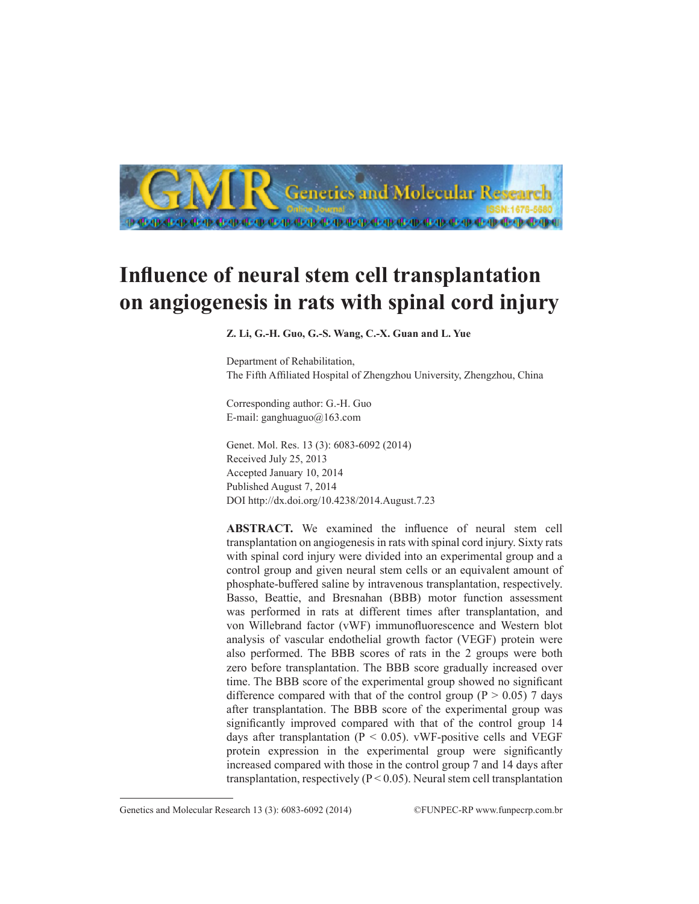# Influence of neural stem cell transplantation on angiogenesis in rats with spinal cord injury

**Z. Li, G.-H. Guo, G.-S. Wang, C.-X. Guan and L. Yue**

Department of Rehabilitation,
The Fifth Affiliated Hospital of Zhengzhou University, Zhengzhou, China

Corresponding author: G.-H. Guo
E-mail: ganghuaguo@163.com

Genet. Mol. Res. 13 (3): 6083-6092 (2014)
Received July 25, 2013
Accepted January 10, 2014
Published August 7, 2014
DOI http://dx.doi.org/10.4238/2014.August.7.23

**ABSTRACT.** We examined the influence of neural stem cell transplantation on angiogenesis in rats with spinal cord injury. Sixty rats with spinal cord injury were divided into an experimental group and a control group and given neural stem cells or an equivalent amount of phosphate-buffered saline by intravenous transplantation, respectively. Basso, Beattie, and Bresnahan (BBB) motor function assessment was performed in rats at different times after transplantation, and von Willebrand factor (vWF) immunofluorescence and Western blot analysis of vascular endothelial growth factor (VEGF) protein were also performed. The BBB scores of rats in the 2 groups were both zero before transplantation. The BBB score gradually increased over time. The BBB score of the experimental group showed no significant difference compared with that of the control group ($P > 0.05$) 7 days after transplantation. The BBB score of the experimental group was significantly improved compared with that of the control group 14 days after transplantation ($P < 0.05$). vWF-positive cells and VEGF protein expression in the experimental group were significantly increased compared with those in the control group 7 and 14 days after transplantation, respectively ($P < 0.05$). Neural stem cell transplantation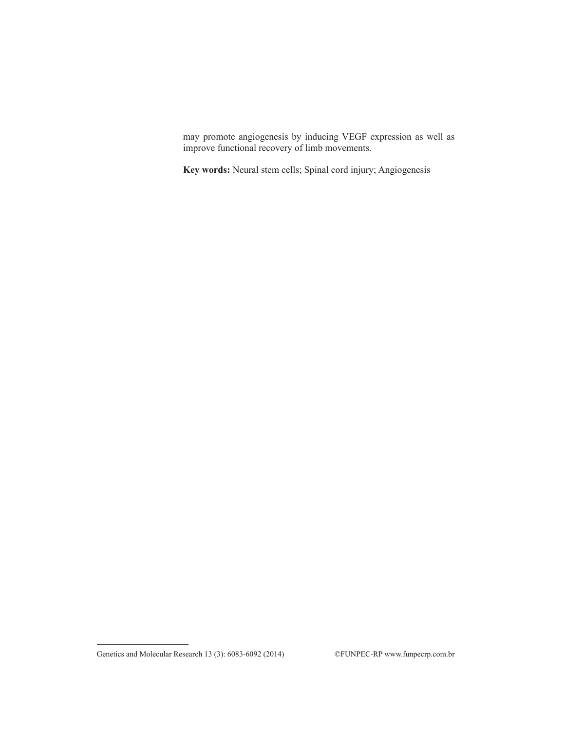may promote angiogenesis by inducing VEGF expression as well as improve functional recovery of limb movements.

**Key words:** Neural stem cells; Spinal cord injury; Angiogenesis